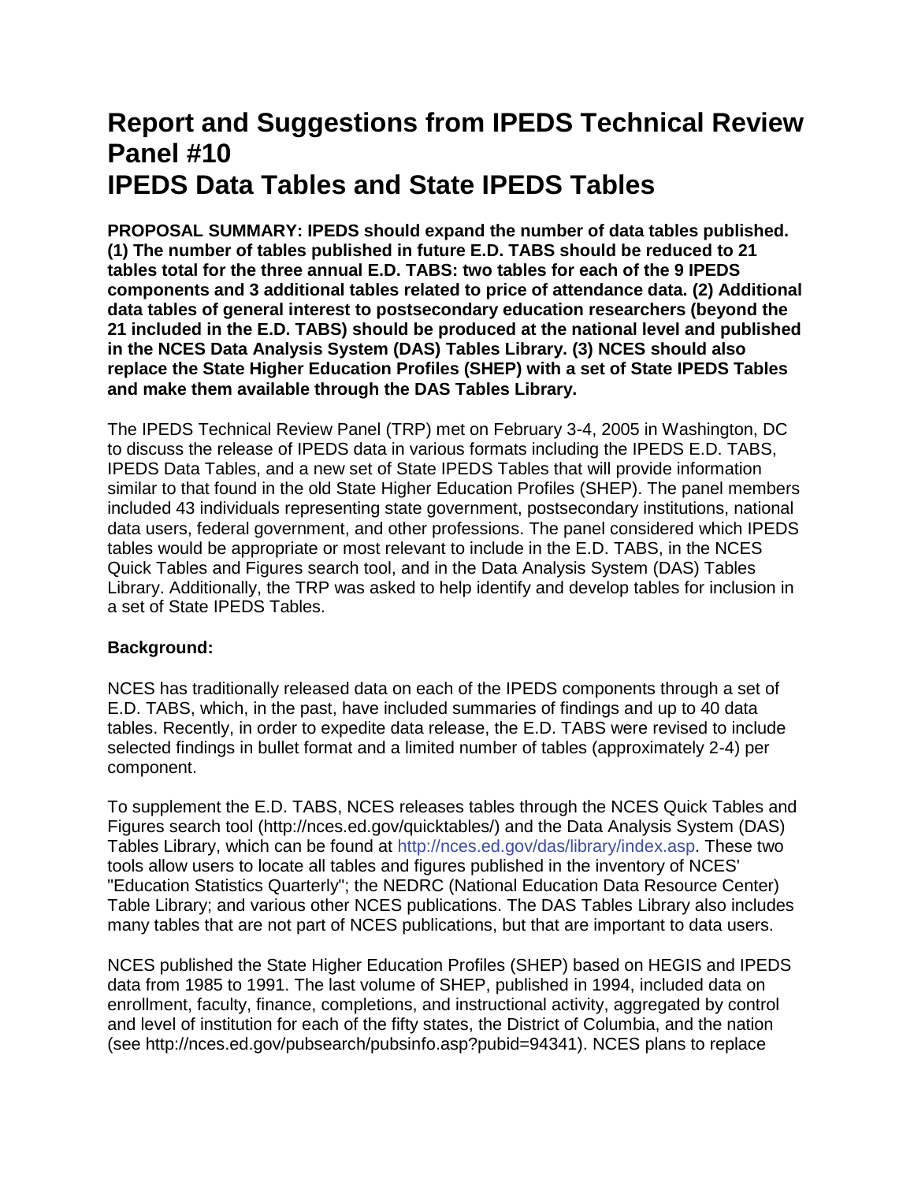# Report and Suggestions from IPEDS Technical Review Panel #10
# IPEDS Data Tables and State IPEDS Tables

**PROPOSAL SUMMARY: IPEDS should expand the number of data tables published. (1) The number of tables published in future E.D. TABS should be reduced to 21 tables total for the three annual E.D. TABS: two tables for each of the 9 IPEDS components and 3 additional tables related to price of attendance data. (2) Additional data tables of general interest to postsecondary education researchers (beyond the 21 included in the E.D. TABS) should be produced at the national level and published in the NCES Data Analysis System (DAS) Tables Library. (3) NCES should also replace the State Higher Education Profiles (SHEP) with a set of State IPEDS Tables and make them available through the DAS Tables Library.**

The IPEDS Technical Review Panel (TRP) met on February 3-4, 2005 in Washington, DC to discuss the release of IPEDS data in various formats including the IPEDS E.D. TABS, IPEDS Data Tables, and a new set of State IPEDS Tables that will provide information similar to that found in the old State Higher Education Profiles (SHEP). The panel members included 43 individuals representing state government, postsecondary institutions, national data users, federal government, and other professions. The panel considered which IPEDS tables would be appropriate or most relevant to include in the E.D. TABS, in the NCES Quick Tables and Figures search tool, and in the Data Analysis System (DAS) Tables Library. Additionally, the TRP was asked to help identify and develop tables for inclusion in a set of State IPEDS Tables.

**Background:**

NCES has traditionally released data on each of the IPEDS components through a set of E.D. TABS, which, in the past, have included summaries of findings and up to 40 data tables. Recently, in order to expedite data release, the E.D. TABS were revised to include selected findings in bullet format and a limited number of tables (approximately 2-4) per component.

To supplement the E.D. TABS, NCES releases tables through the NCES Quick Tables and Figures search tool (http://nces.ed.gov/quicktables/) and the Data Analysis System (DAS) Tables Library, which can be found at http://nces.ed.gov/das/library/index.asp. These two tools allow users to locate all tables and figures published in the inventory of NCES' "Education Statistics Quarterly"; the NEDRC (National Education Data Resource Center) Table Library; and various other NCES publications. The DAS Tables Library also includes many tables that are not part of NCES publications, but that are important to data users.

NCES published the State Higher Education Profiles (SHEP) based on HEGIS and IPEDS data from 1985 to 1991. The last volume of SHEP, published in 1994, included data on enrollment, faculty, finance, completions, and instructional activity, aggregated by control and level of institution for each of the fifty states, the District of Columbia, and the nation (see http://nces.ed.gov/pubsearch/pubsinfo.asp?pubid=94341). NCES plans to replace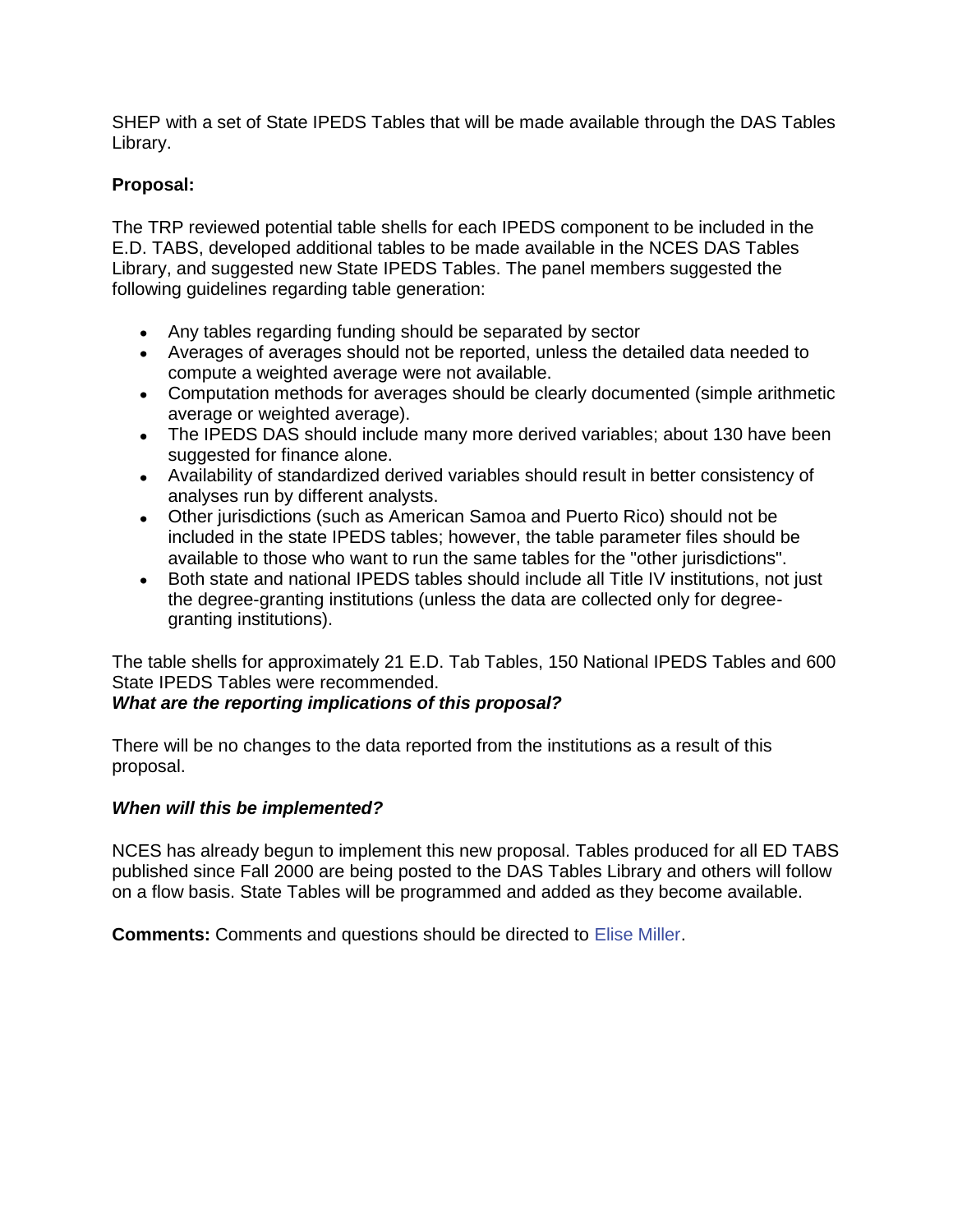SHEP with a set of State IPEDS Tables that will be made available through the DAS Tables Library.

**Proposal:**

The TRP reviewed potential table shells for each IPEDS component to be included in the E.D. TABS, developed additional tables to be made available in the NCES DAS Tables Library, and suggested new State IPEDS Tables. The panel members suggested the following guidelines regarding table generation:

- Any tables regarding funding should be separated by sector
- Averages of averages should not be reported, unless the detailed data needed to compute a weighted average were not available.
- Computation methods for averages should be clearly documented (simple arithmetic average or weighted average).
- The IPEDS DAS should include many more derived variables; about 130 have been suggested for finance alone.
- Availability of standardized derived variables should result in better consistency of analyses run by different analysts.
- Other jurisdictions (such as American Samoa and Puerto Rico) should not be included in the state IPEDS tables; however, the table parameter files should be available to those who want to run the same tables for the "other jurisdictions".
- Both state and national IPEDS tables should include all Title IV institutions, not just the degree-granting institutions (unless the data are collected only for degree-granting institutions).

The table shells for approximately 21 E.D. Tab Tables, 150 National IPEDS Tables and 600 State IPEDS Tables were recommended.

***What are the reporting implications of this proposal?***

There will be no changes to the data reported from the institutions as a result of this proposal.

***When will this be implemented?***

NCES has already begun to implement this new proposal. Tables produced for all ED TABS published since Fall 2000 are being posted to the DAS Tables Library and others will follow on a flow basis. State Tables will be programmed and added as they become available.

**Comments:** Comments and questions should be directed to Elise Miller.